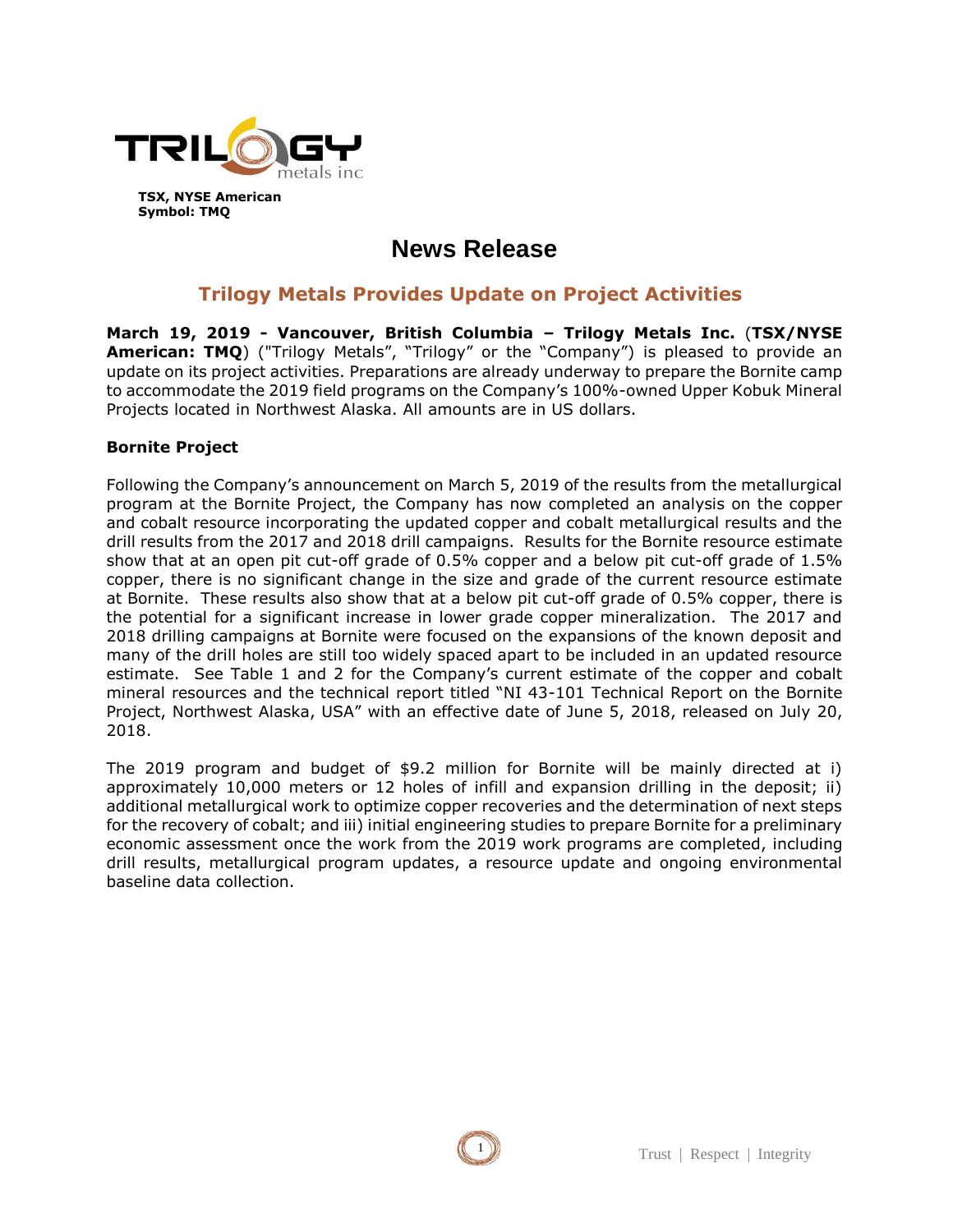**TSX, NYSE American**
**Symbol: TMQ**

# News Release

## Trilogy Metals Provides Update on Project Activities

**March 19, 2019 - Vancouver, British Columbia – Trilogy Metals Inc.** (**TSX/NYSE American: TMQ**) ("Trilogy Metals", "Trilogy" or the "Company") is pleased to provide an update on its project activities. Preparations are already underway to prepare the Bornite camp to accommodate the 2019 field programs on the Company's 100%-owned Upper Kobuk Mineral Projects located in Northwest Alaska. All amounts are in US dollars.

### Bornite Project

Following the Company's announcement on March 5, 2019 of the results from the metallurgical program at the Bornite Project, the Company has now completed an analysis on the copper and cobalt resource incorporating the updated copper and cobalt metallurgical results and the drill results from the 2017 and 2018 drill campaigns. Results for the Bornite resource estimate show that at an open pit cut-off grade of 0.5% copper and a below pit cut-off grade of 1.5% copper, there is no significant change in the size and grade of the current resource estimate at Bornite. These results also show that at a below pit cut-off grade of 0.5% copper, there is the potential for a significant increase in lower grade copper mineralization. The 2017 and 2018 drilling campaigns at Bornite were focused on the expansions of the known deposit and many of the drill holes are still too widely spaced apart to be included in an updated resource estimate. See Table 1 and 2 for the Company's current estimate of the copper and cobalt mineral resources and the technical report titled "NI 43-101 Technical Report on the Bornite Project, Northwest Alaska, USA" with an effective date of June 5, 2018, released on July 20, 2018.

The 2019 program and budget of $9.2 million for Bornite will be mainly directed at i) approximately 10,000 meters or 12 holes of infill and expansion drilling in the deposit; ii) additional metallurgical work to optimize copper recoveries and the determination of next steps for the recovery of cobalt; and iii) initial engineering studies to prepare Bornite for a preliminary economic assessment once the work from the 2019 work programs are completed, including drill results, metallurgical program updates, a resource update and ongoing environmental baseline data collection.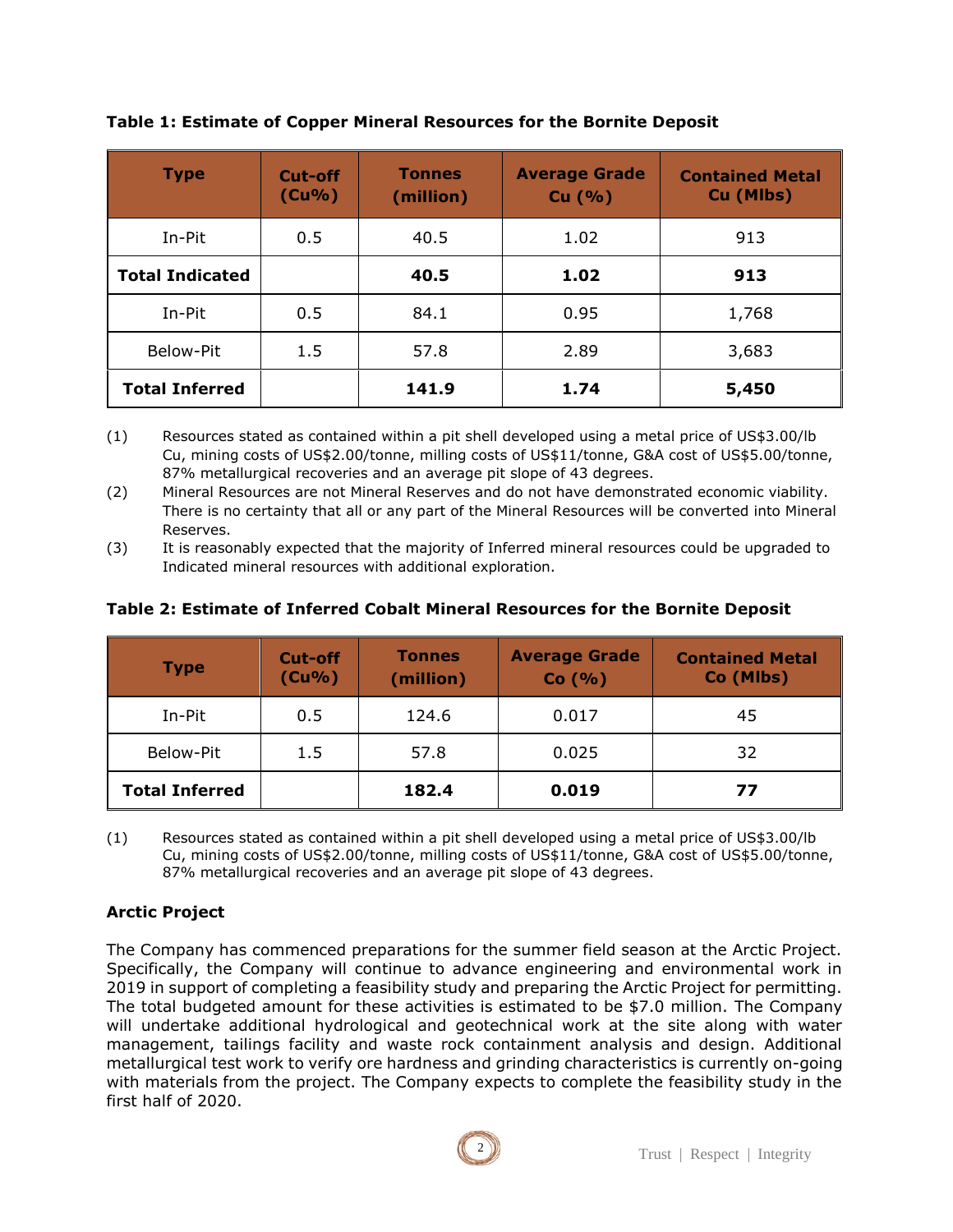**Table 1: Estimate of Copper Mineral Resources for the Bornite Deposit**

| Type | Cut-off (Cu%) | Tonnes (million) | Average Grade Cu (%) | Contained Metal Cu (Mlbs) |
|---|---|---|---|---|
| In-Pit | 0.5 | 40.5 | 1.02 | 913 |
| **Total Indicated** | | **40.5** | **1.02** | **913** |
| In-Pit | 0.5 | 84.1 | 0.95 | 1,768 |
| Below-Pit | 1.5 | 57.8 | 2.89 | 3,683 |
| **Total Inferred** | | **141.9** | **1.74** | **5,450** |

(1) Resources stated as contained within a pit shell developed using a metal price of US$3.00/lb Cu, mining costs of US$2.00/tonne, milling costs of US$11/tonne, G&A cost of US$5.00/tonne, 87% metallurgical recoveries and an average pit slope of 43 degrees.

(2) Mineral Resources are not Mineral Reserves and do not have demonstrated economic viability. There is no certainty that all or any part of the Mineral Resources will be converted into Mineral Reserves.

(3) It is reasonably expected that the majority of Inferred mineral resources could be upgraded to Indicated mineral resources with additional exploration.

**Table 2: Estimate of Inferred Cobalt Mineral Resources for the Bornite Deposit**

| Type | Cut-off (Cu%) | Tonnes (million) | Average Grade Co (%) | Contained Metal Co (Mlbs) |
|---|---|---|---|---|
| In-Pit | 0.5 | 124.6 | 0.017 | 45 |
| Below-Pit | 1.5 | 57.8 | 0.025 | 32 |
| **Total Inferred** | | **182.4** | **0.019** | **77** |

(1) Resources stated as contained within a pit shell developed using a metal price of US$3.00/lb Cu, mining costs of US$2.00/tonne, milling costs of US$11/tonne, G&A cost of US$5.00/tonne, 87% metallurgical recoveries and an average pit slope of 43 degrees.

## Arctic Project

The Company has commenced preparations for the summer field season at the Arctic Project. Specifically, the Company will continue to advance engineering and environmental work in 2019 in support of completing a feasibility study and preparing the Arctic Project for permitting. The total budgeted amount for these activities is estimated to be $7.0 million. The Company will undertake additional hydrological and geotechnical work at the site along with water management, tailings facility and waste rock containment analysis and design. Additional metallurgical test work to verify ore hardness and grinding characteristics is currently on-going with materials from the project. The Company expects to complete the feasibility study in the first half of 2020.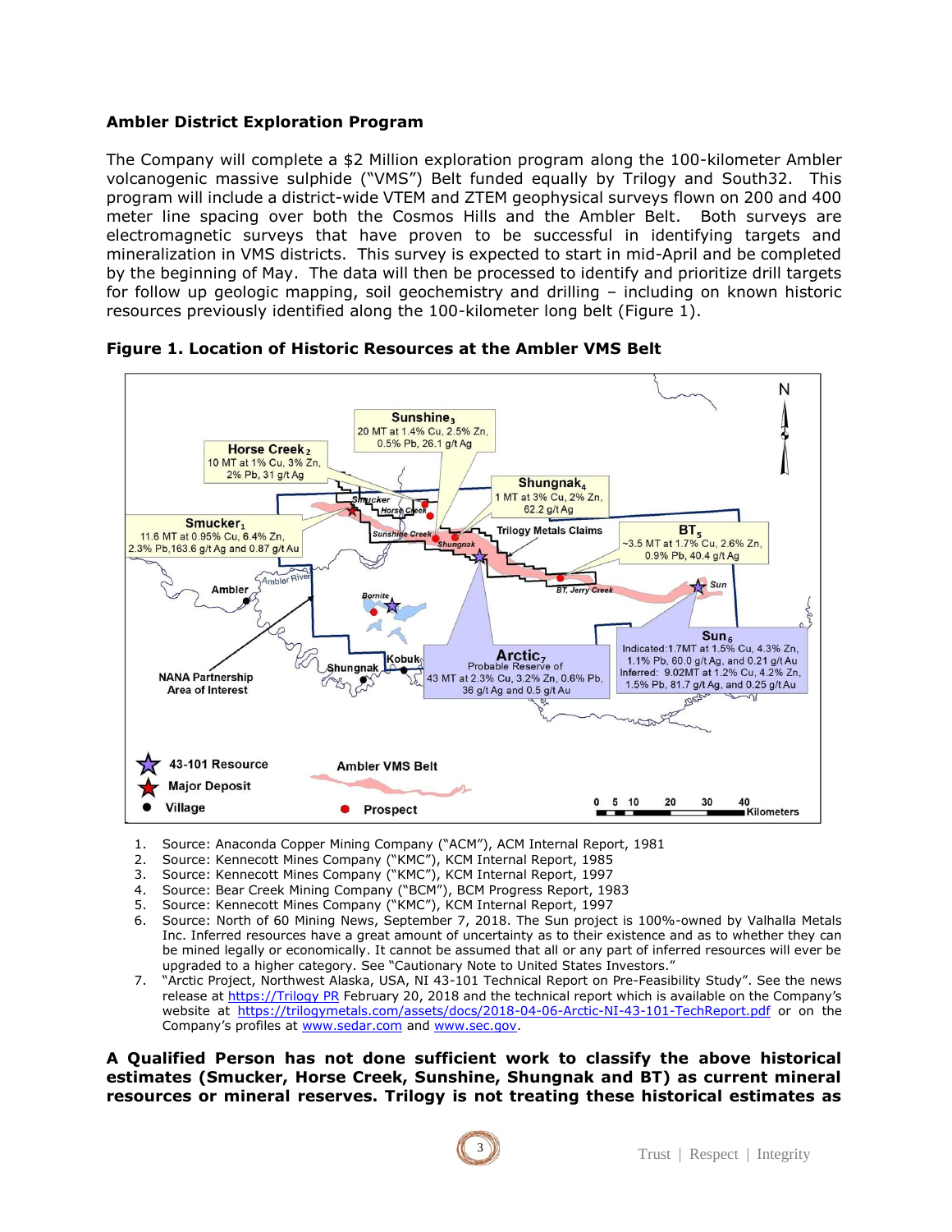### Ambler District Exploration Program

The Company will complete a $2 Million exploration program along the 100-kilometer Ambler volcanogenic massive sulphide ("VMS") Belt funded equally by Trilogy and South32. This program will include a district-wide VTEM and ZTEM geophysical surveys flown on 200 and 400 meter line spacing over both the Cosmos Hills and the Ambler Belt. Both surveys are electromagnetic surveys that have proven to be successful in identifying targets and mineralization in VMS districts. This survey is expected to start in mid-April and be completed by the beginning of May. The data will then be processed to identify and prioritize drill targets for follow up geologic mapping, soil geochemistry and drilling – including on known historic resources previously identified along the 100-kilometer long belt (Figure 1).

**Figure 1. Location of Historic Resources at the Ambler VMS Belt**

1. Source: Anaconda Copper Mining Company ("ACM"), ACM Internal Report, 1981
2. Source: Kennecott Mines Company ("KMC"), KCM Internal Report, 1985
3. Source: Kennecott Mines Company ("KMC"), KCM Internal Report, 1997
4. Source: Bear Creek Mining Company ("BCM"), BCM Progress Report, 1983
5. Source: Kennecott Mines Company ("KMC"), KCM Internal Report, 1997
6. Source: North of 60 Mining News, September 7, 2018. The Sun project is 100%-owned by Valhalla Metals Inc. Inferred resources have a great amount of uncertainty as to their existence and as to whether they can be mined legally or economically. It cannot be assumed that all or any part of inferred resources will ever be upgraded to a higher category. See "Cautionary Note to United States Investors."
7. "Arctic Project, Northwest Alaska, USA, NI 43-101 Technical Report on Pre-Feasibility Study". See the news release at https://Trilogy PR February 20, 2018 and the technical report which is available on the Company's website at https://trilogymetals.com/assets/docs/2018-04-06-Arctic-NI-43-101-TechReport.pdf or on the Company's profiles at www.sedar.com and www.sec.gov.

**A Qualified Person has not done sufficient work to classify the above historical estimates (Smucker, Horse Creek, Sunshine, Shungnak and BT) as current mineral resources or mineral reserves. Trilogy is not treating these historical estimates as**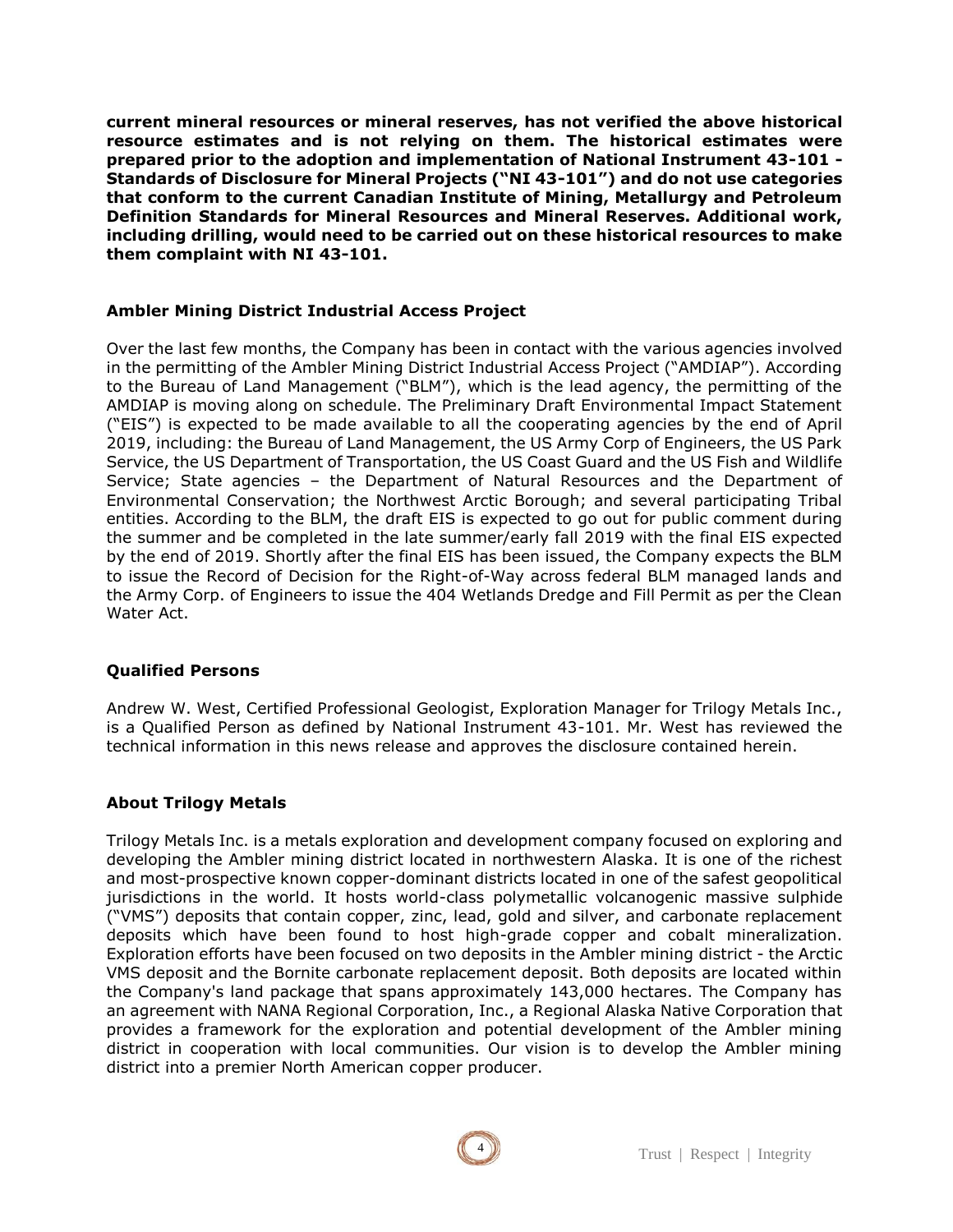**current mineral resources or mineral reserves, has not verified the above historical resource estimates and is not relying on them. The historical estimates were prepared prior to the adoption and implementation of National Instrument 43-101 - Standards of Disclosure for Mineral Projects ("NI 43-101") and do not use categories that conform to the current Canadian Institute of Mining, Metallurgy and Petroleum Definition Standards for Mineral Resources and Mineral Reserves. Additional work, including drilling, would need to be carried out on these historical resources to make them complaint with NI 43-101.**

### Ambler Mining District Industrial Access Project

Over the last few months, the Company has been in contact with the various agencies involved in the permitting of the Ambler Mining District Industrial Access Project ("AMDIAP"). According to the Bureau of Land Management ("BLM"), which is the lead agency, the permitting of the AMDIAP is moving along on schedule. The Preliminary Draft Environmental Impact Statement ("EIS") is expected to be made available to all the cooperating agencies by the end of April 2019, including: the Bureau of Land Management, the US Army Corp of Engineers, the US Park Service, the US Department of Transportation, the US Coast Guard and the US Fish and Wildlife Service; State agencies – the Department of Natural Resources and the Department of Environmental Conservation; the Northwest Arctic Borough; and several participating Tribal entities. According to the BLM, the draft EIS is expected to go out for public comment during the summer and be completed in the late summer/early fall 2019 with the final EIS expected by the end of 2019. Shortly after the final EIS has been issued, the Company expects the BLM to issue the Record of Decision for the Right-of-Way across federal BLM managed lands and the Army Corp. of Engineers to issue the 404 Wetlands Dredge and Fill Permit as per the Clean Water Act.

### Qualified Persons

Andrew W. West, Certified Professional Geologist, Exploration Manager for Trilogy Metals Inc., is a Qualified Person as defined by National Instrument 43-101. Mr. West has reviewed the technical information in this news release and approves the disclosure contained herein.

### About Trilogy Metals

Trilogy Metals Inc. is a metals exploration and development company focused on exploring and developing the Ambler mining district located in northwestern Alaska. It is one of the richest and most-prospective known copper-dominant districts located in one of the safest geopolitical jurisdictions in the world. It hosts world-class polymetallic volcanogenic massive sulphide ("VMS") deposits that contain copper, zinc, lead, gold and silver, and carbonate replacement deposits which have been found to host high-grade copper and cobalt mineralization. Exploration efforts have been focused on two deposits in the Ambler mining district - the Arctic VMS deposit and the Bornite carbonate replacement deposit. Both deposits are located within the Company's land package that spans approximately 143,000 hectares. The Company has an agreement with NANA Regional Corporation, Inc., a Regional Alaska Native Corporation that provides a framework for the exploration and potential development of the Ambler mining district in cooperation with local communities. Our vision is to develop the Ambler mining district into a premier North American copper producer.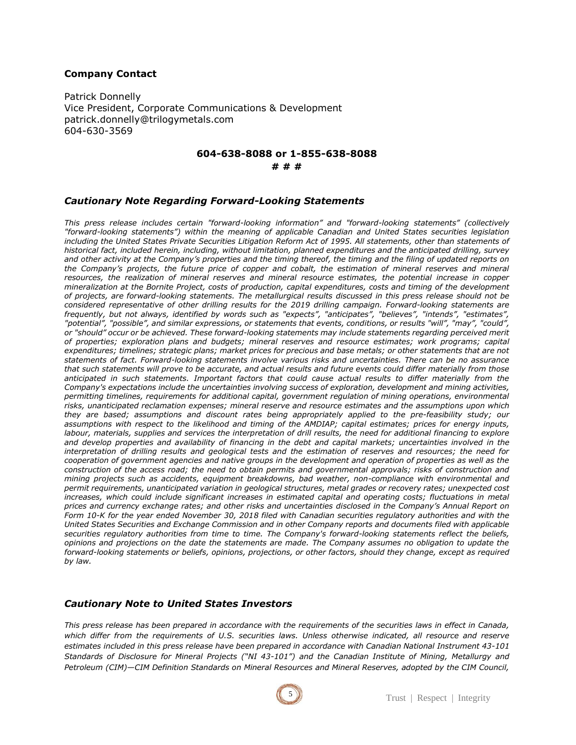**Company Contact**

Patrick Donnelly
Vice President, Corporate Communications & Development
patrick.donnelly@trilogymetals.com
604-630-3569

**604-638-8088 or 1-855-638-8088**

**# # #**

## *Cautionary Note Regarding Forward-Looking Statements*

*This press release includes certain "forward-looking information" and "forward-looking statements" (collectively "forward-looking statements") within the meaning of applicable Canadian and United States securities legislation including the United States Private Securities Litigation Reform Act of 1995. All statements, other than statements of historical fact, included herein, including, without limitation, planned expenditures and the anticipated drilling, survey and other activity at the Company's properties and the timing thereof, the timing and the filing of updated reports on the Company's projects, the future price of copper and cobalt, the estimation of mineral reserves and mineral resources, the realization of mineral reserves and mineral resource estimates, the potential increase in copper mineralization at the Bornite Project, costs of production, capital expenditures, costs and timing of the development of projects, are forward-looking statements. The metallurgical results discussed in this press release should not be considered representative of other drilling results for the 2019 drilling campaign. Forward-looking statements are frequently, but not always, identified by words such as "expects", "anticipates", "believes", "intends", "estimates", "potential", "possible", and similar expressions, or statements that events, conditions, or results "will", "may", "could", or "should" occur or be achieved. These forward-looking statements may include statements regarding perceived merit of properties; exploration plans and budgets; mineral reserves and resource estimates; work programs; capital expenditures; timelines; strategic plans; market prices for precious and base metals; or other statements that are not statements of fact. Forward-looking statements involve various risks and uncertainties. There can be no assurance that such statements will prove to be accurate, and actual results and future events could differ materially from those anticipated in such statements. Important factors that could cause actual results to differ materially from the Company's expectations include the uncertainties involving success of exploration, development and mining activities, permitting timelines, requirements for additional capital, government regulation of mining operations, environmental risks, unanticipated reclamation expenses; mineral reserve and resource estimates and the assumptions upon which they are based; assumptions and discount rates being appropriately applied to the pre-feasibility study; our assumptions with respect to the likelihood and timing of the AMDIAP; capital estimates; prices for energy inputs, labour, materials, supplies and services the interpretation of drill results, the need for additional financing to explore and develop properties and availability of financing in the debt and capital markets; uncertainties involved in the interpretation of drilling results and geological tests and the estimation of reserves and resources; the need for cooperation of government agencies and native groups in the development and operation of properties as well as the construction of the access road; the need to obtain permits and governmental approvals; risks of construction and mining projects such as accidents, equipment breakdowns, bad weather, non-compliance with environmental and permit requirements, unanticipated variation in geological structures, metal grades or recovery rates; unexpected cost increases, which could include significant increases in estimated capital and operating costs; fluctuations in metal prices and currency exchange rates; and other risks and uncertainties disclosed in the Company's Annual Report on Form 10-K for the year ended November 30, 2018 filed with Canadian securities regulatory authorities and with the United States Securities and Exchange Commission and in other Company reports and documents filed with applicable securities regulatory authorities from time to time. The Company's forward-looking statements reflect the beliefs, opinions and projections on the date the statements are made. The Company assumes no obligation to update the forward-looking statements or beliefs, opinions, projections, or other factors, should they change, except as required by law.*

## *Cautionary Note to United States Investors*

*This press release has been prepared in accordance with the requirements of the securities laws in effect in Canada, which differ from the requirements of U.S. securities laws. Unless otherwise indicated, all resource and reserve estimates included in this press release have been prepared in accordance with Canadian National Instrument 43-101 Standards of Disclosure for Mineral Projects ("NI 43-101") and the Canadian Institute of Mining, Metallurgy and Petroleum (CIM)—CIM Definition Standards on Mineral Resources and Mineral Reserves, adopted by the CIM Council,*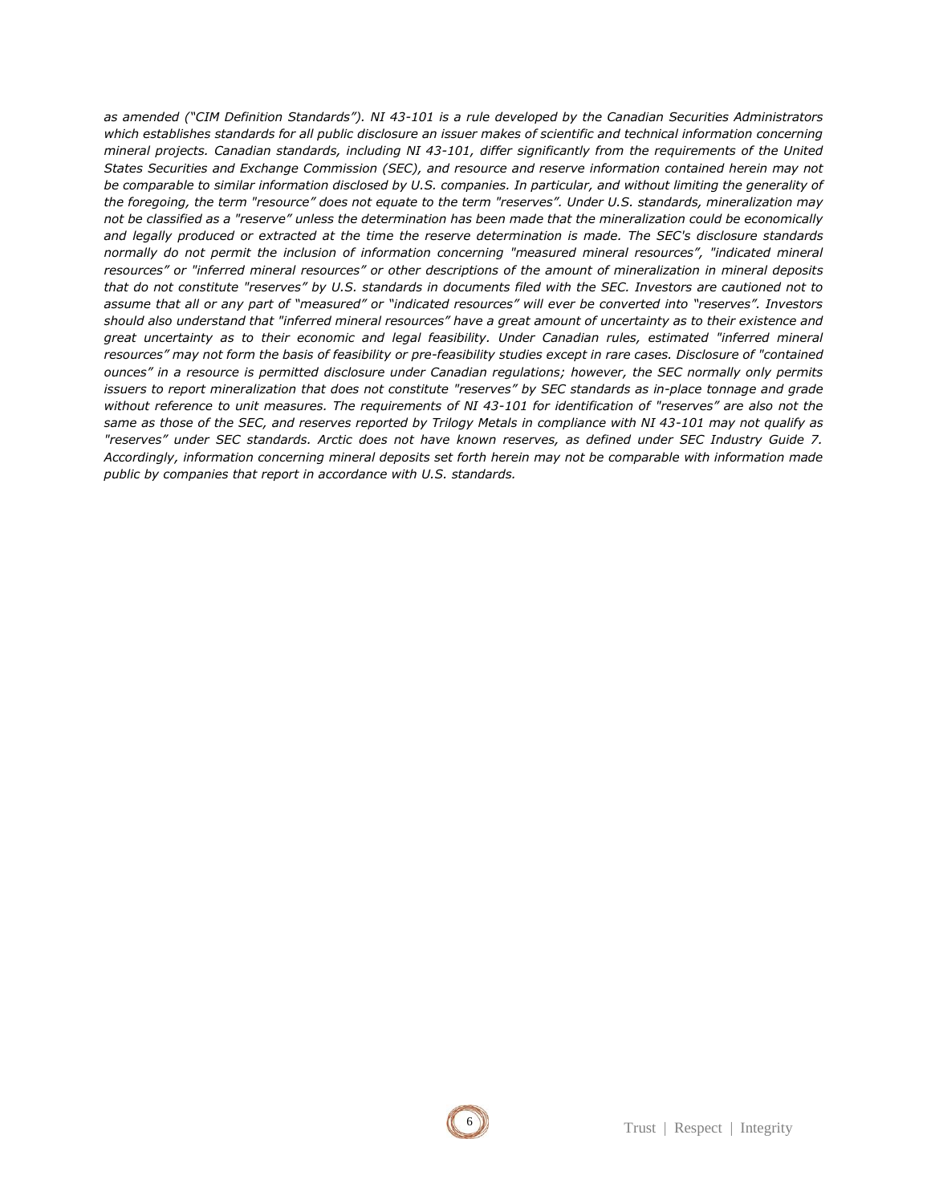*as amended ("CIM Definition Standards"). NI 43-101 is a rule developed by the Canadian Securities Administrators which establishes standards for all public disclosure an issuer makes of scientific and technical information concerning mineral projects. Canadian standards, including NI 43-101, differ significantly from the requirements of the United States Securities and Exchange Commission (SEC), and resource and reserve information contained herein may not be comparable to similar information disclosed by U.S. companies. In particular, and without limiting the generality of the foregoing, the term "resource" does not equate to the term "reserves". Under U.S. standards, mineralization may not be classified as a "reserve" unless the determination has been made that the mineralization could be economically and legally produced or extracted at the time the reserve determination is made. The SEC's disclosure standards normally do not permit the inclusion of information concerning "measured mineral resources", "indicated mineral resources" or "inferred mineral resources" or other descriptions of the amount of mineralization in mineral deposits that do not constitute "reserves" by U.S. standards in documents filed with the SEC. Investors are cautioned not to assume that all or any part of "measured" or "indicated resources" will ever be converted into "reserves". Investors should also understand that "inferred mineral resources" have a great amount of uncertainty as to their existence and great uncertainty as to their economic and legal feasibility. Under Canadian rules, estimated "inferred mineral resources" may not form the basis of feasibility or pre-feasibility studies except in rare cases. Disclosure of "contained ounces" in a resource is permitted disclosure under Canadian regulations; however, the SEC normally only permits issuers to report mineralization that does not constitute "reserves" by SEC standards as in-place tonnage and grade without reference to unit measures. The requirements of NI 43-101 for identification of "reserves" are also not the same as those of the SEC, and reserves reported by Trilogy Metals in compliance with NI 43-101 may not qualify as "reserves" under SEC standards. Arctic does not have known reserves, as defined under SEC Industry Guide 7. Accordingly, information concerning mineral deposits set forth herein may not be comparable with information made public by companies that report in accordance with U.S. standards.*